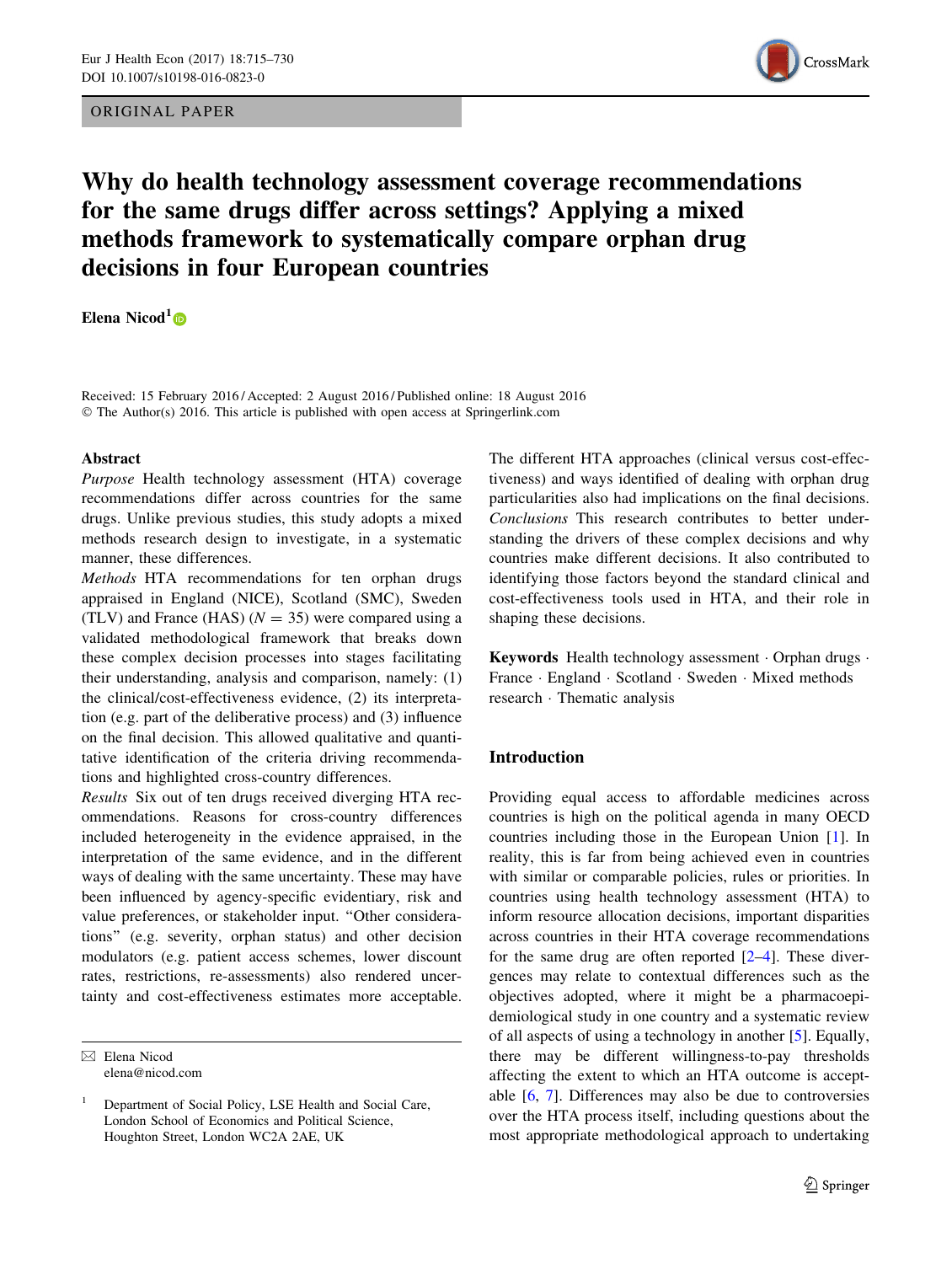ORIGINAL PAPER

# Why do health technology assessment coverage recommendations for the same drugs differ across settings? Applying a mixed methods framework to systematically compare orphan drug decisions in four European countries

**Elena Nicod**[1]

Received: 15 February 2016 / Accepted: 2 August 2016 / Published online: 18 August 2016
© The Author(s) 2016. This article is published with open access at Springerlink.com

## Abstract

*Purpose* Health technology assessment (HTA) coverage recommendations differ across countries for the same drugs. Unlike previous studies, this study adopts a mixed methods research design to investigate, in a systematic manner, these differences.

*Methods* HTA recommendations for ten orphan drugs appraised in England (NICE), Scotland (SMC), Sweden (TLV) and France (HAS) ($N = 35$) were compared using a validated methodological framework that breaks down these complex decision processes into stages facilitating their understanding, analysis and comparison, namely: (1) the clinical/cost-effectiveness evidence, (2) its interpretation (e.g. part of the deliberative process) and (3) influence on the final decision. This allowed qualitative and quantitative identification of the criteria driving recommendations and highlighted cross-country differences.

*Results* Six out of ten drugs received diverging HTA recommendations. Reasons for cross-country differences included heterogeneity in the evidence appraised, in the interpretation of the same evidence, and in the different ways of dealing with the same uncertainty. These may have been influenced by agency-specific evidentiary, risk and value preferences, or stakeholder input. "Other considerations" (e.g. severity, orphan status) and other decision modulators (e.g. patient access schemes, lower discount rates, restrictions, re-assessments) also rendered uncertainty and cost-effectiveness estimates more acceptable. The different HTA approaches (clinical versus cost-effectiveness) and ways identified of dealing with orphan drug particularities also had implications on the final decisions.

*Conclusions* This research contributes to better understanding the drivers of these complex decisions and why countries make different decisions. It also contributed to identifying those factors beyond the standard clinical and cost-effectiveness tools used in HTA, and their role in shaping these decisions.

**Keywords** Health technology assessment · Orphan drugs · France · England · Scotland · Sweden · Mixed methods research · Thematic analysis

## Introduction

Providing equal access to affordable medicines across countries is high on the political agenda in many OECD countries including those in the European Union [1]. In reality, this is far from being achieved even in countries with similar or comparable policies, rules or priorities. In countries using health technology assessment (HTA) to inform resource allocation decisions, important disparities across countries in their HTA coverage recommendations for the same drug are often reported [2–4]. These divergences may relate to contextual differences such as the objectives adopted, where it might be a pharmacoepidemiological study in one country and a systematic review of all aspects of using a technology in another [5]. Equally, there may be different willingness-to-pay thresholds affecting the extent to which an HTA outcome is acceptable [6, 7]. Differences may also be due to controversies over the HTA process itself, including questions about the most appropriate methodological approach to undertaking

---

✉ Elena Nicod
elena@nicod.com

[1] Department of Social Policy, LSE Health and Social Care, London School of Economics and Political Science, Houghton Street, London WC2A 2AE, UK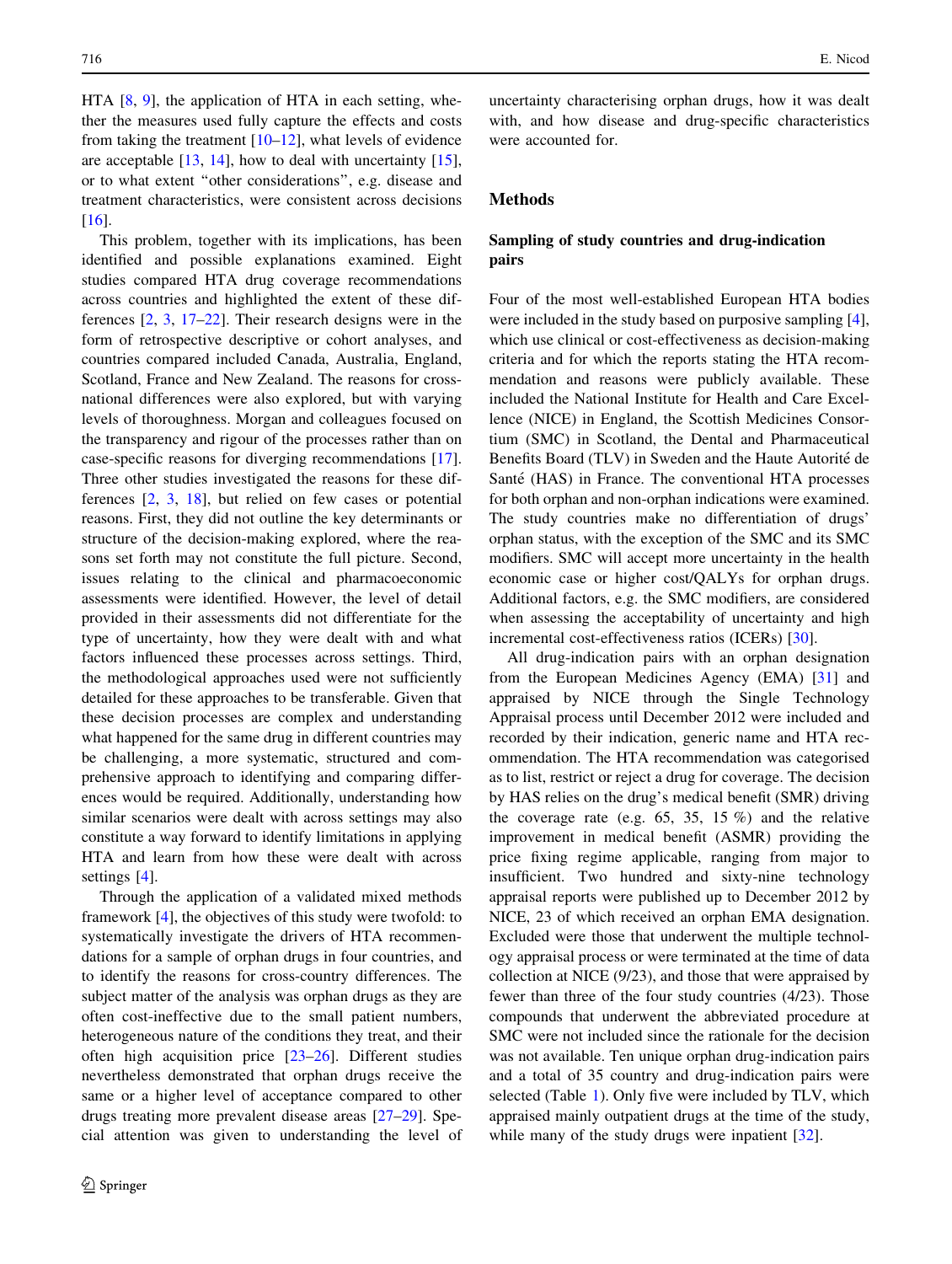HTA [8, 9], the application of HTA in each setting, whether the measures used fully capture the effects and costs from taking the treatment [10–12], what levels of evidence are acceptable [13, 14], how to deal with uncertainty [15], or to what extent "other considerations", e.g. disease and treatment characteristics, were consistent across decisions [16].

This problem, together with its implications, has been identified and possible explanations examined. Eight studies compared HTA drug coverage recommendations across countries and highlighted the extent of these differences [2, 3, 17–22]. Their research designs were in the form of retrospective descriptive or cohort analyses, and countries compared included Canada, Australia, England, Scotland, France and New Zealand. The reasons for cross-national differences were also explored, but with varying levels of thoroughness. Morgan and colleagues focused on the transparency and rigour of the processes rather than on case-specific reasons for diverging recommendations [17]. Three other studies investigated the reasons for these differences [2, 3, 18], but relied on few cases or potential reasons. First, they did not outline the key determinants or structure of the decision-making explored, where the reasons set forth may not constitute the full picture. Second, issues relating to the clinical and pharmacoeconomic assessments were identified. However, the level of detail provided in their assessments did not differentiate for the type of uncertainty, how they were dealt with and what factors influenced these processes across settings. Third, the methodological approaches used were not sufficiently detailed for these approaches to be transferable. Given that these decision processes are complex and understanding what happened for the same drug in different countries may be challenging, a more systematic, structured and comprehensive approach to identifying and comparing differences would be required. Additionally, understanding how similar scenarios were dealt with across settings may also constitute a way forward to identify limitations in applying HTA and learn from how these were dealt with across settings [4].

Through the application of a validated mixed methods framework [4], the objectives of this study were twofold: to systematically investigate the drivers of HTA recommendations for a sample of orphan drugs in four countries, and to identify the reasons for cross-country differences. The subject matter of the analysis was orphan drugs as they are often cost-ineffective due to the small patient numbers, heterogeneous nature of the conditions they treat, and their often high acquisition price [23–26]. Different studies nevertheless demonstrated that orphan drugs receive the same or a higher level of acceptance compared to other drugs treating more prevalent disease areas [27–29]. Special attention was given to understanding the level of uncertainty characterising orphan drugs, how it was dealt with, and how disease and drug-specific characteristics were accounted for.

## Methods

### Sampling of study countries and drug-indication pairs

Four of the most well-established European HTA bodies were included in the study based on purposive sampling [4], which use clinical or cost-effectiveness as decision-making criteria and for which the reports stating the HTA recommendation and reasons were publicly available. These included the National Institute for Health and Care Excellence (NICE) in England, the Scottish Medicines Consortium (SMC) in Scotland, the Dental and Pharmaceutical Benefits Board (TLV) in Sweden and the Haute Autorité de Santé (HAS) in France. The conventional HTA processes for both orphan and non-orphan indications were examined. The study countries make no differentiation of drugs' orphan status, with the exception of the SMC and its SMC modifiers. SMC will accept more uncertainty in the health economic case or higher cost/QALYs for orphan drugs. Additional factors, e.g. the SMC modifiers, are considered when assessing the acceptability of uncertainty and high incremental cost-effectiveness ratios (ICERs) [30].

All drug-indication pairs with an orphan designation from the European Medicines Agency (EMA) [31] and appraised by NICE through the Single Technology Appraisal process until December 2012 were included and recorded by their indication, generic name and HTA recommendation. The HTA recommendation was categorised as to list, restrict or reject a drug for coverage. The decision by HAS relies on the drug's medical benefit (SMR) driving the coverage rate (e.g. 65, 35, 15 %) and the relative improvement in medical benefit (ASMR) providing the price fixing regime applicable, ranging from major to insufficient. Two hundred and sixty-nine technology appraisal reports were published up to December 2012 by NICE, 23 of which received an orphan EMA designation. Excluded were those that underwent the multiple technology appraisal process or were terminated at the time of data collection at NICE (9/23), and those that were appraised by fewer than three of the four study countries (4/23). Those compounds that underwent the abbreviated procedure at SMC were not included since the rationale for the decision was not available. Ten unique orphan drug-indication pairs and a total of 35 country and drug-indication pairs were selected (Table 1). Only five were included by TLV, which appraised mainly outpatient drugs at the time of the study, while many of the study drugs were inpatient [32].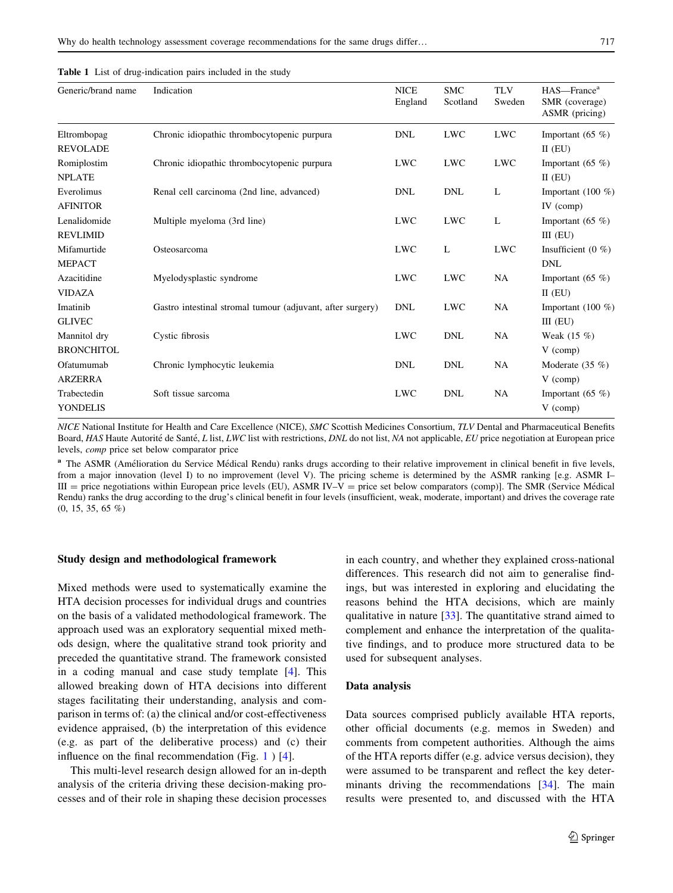**Table 1** List of drug-indication pairs included in the study

| Generic/brand name | Indication | NICE England | SMC Scotland | TLV Sweden | HAS—France[a] SMR (coverage) ASMR (pricing) |
|---|---|---|---|---|---|
| Eltrombopag REVOLADE | Chronic idiopathic thrombocytopenic purpura | DNL | LWC | LWC | Important (65 %) II (EU) |
| Romiplostim NPLATE | Chronic idiopathic thrombocytopenic purpura | LWC | LWC | LWC | Important (65 %) II (EU) |
| Everolimus AFINITOR | Renal cell carcinoma (2nd line, advanced) | DNL | DNL | L | Important (100 %) IV (comp) |
| Lenalidomide REVLIMID | Multiple myeloma (3rd line) | LWC | LWC | L | Important (65 %) III (EU) |
| Mifamurtide MEPACT | Osteosarcoma | LWC | L | LWC | Insufficient (0 %) DNL |
| Azacitidine VIDAZA | Myelodysplastic syndrome | LWC | LWC | NA | Important (65 %) II (EU) |
| Imatinib GLIVEC | Gastro intestinal stromal tumour (adjuvant, after surgery) | DNL | LWC | NA | Important (100 %) III (EU) |
| Mannitol dry BRONCHITOL | Cystic fibrosis | LWC | DNL | NA | Weak (15 %) V (comp) |
| Ofatumumab ARZERRA | Chronic lymphocytic leukemia | DNL | DNL | NA | Moderate (35 %) V (comp) |
| Trabectedin YONDELIS | Soft tissue sarcoma | LWC | DNL | NA | Important (65 %) V (comp) |

*NICE* National Institute for Health and Care Excellence (NICE), *SMC* Scottish Medicines Consortium, *TLV* Dental and Pharmaceutical Benefits Board, *HAS* Haute Autorité de Santé, *L* list, *LWC* list with restrictions, *DNL* do not list, *NA* not applicable, *EU* price negotiation at European price levels, *comp* price set below comparator price

[a] The ASMR (Amélioration du Service Médical Rendu) ranks drugs according to their relative improvement in clinical benefit in five levels, from a major innovation (level I) to no improvement (level V). The pricing scheme is determined by the ASMR ranking [e.g. ASMR I–III = price negotiations within European price levels (EU), ASMR IV–V = price set below comparators (comp)]. The SMR (Service Médical Rendu) ranks the drug according to the drug's clinical benefit in four levels (insufficient, weak, moderate, important) and drives the coverage rate (0, 15, 35, 65 %)

## Study design and methodological framework

Mixed methods were used to systematically examine the HTA decision processes for individual drugs and countries on the basis of a validated methodological framework. The approach used was an exploratory sequential mixed methods design, where the qualitative strand took priority and preceded the quantitative strand. The framework consisted in a coding manual and case study template [4]. This allowed breaking down of HTA decisions into different stages facilitating their understanding, analysis and comparison in terms of: (a) the clinical and/or cost-effectiveness evidence appraised, (b) the interpretation of this evidence (e.g. as part of the deliberative process) and (c) their influence on the final recommendation (Fig. 1 ) [4].

This multi-level research design allowed for an in-depth analysis of the criteria driving these decision-making processes and of their role in shaping these decision processes in each country, and whether they explained cross-national differences. This research did not aim to generalise findings, but was interested in exploring and elucidating the reasons behind the HTA decisions, which are mainly qualitative in nature [33]. The quantitative strand aimed to complement and enhance the interpretation of the qualitative findings, and to produce more structured data to be used for subsequent analyses.

## Data analysis

Data sources comprised publicly available HTA reports, other official documents (e.g. memos in Sweden) and comments from competent authorities. Although the aims of the HTA reports differ (e.g. advice versus decision), they were assumed to be transparent and reflect the key determinants driving the recommendations [34]. The main results were presented to, and discussed with the HTA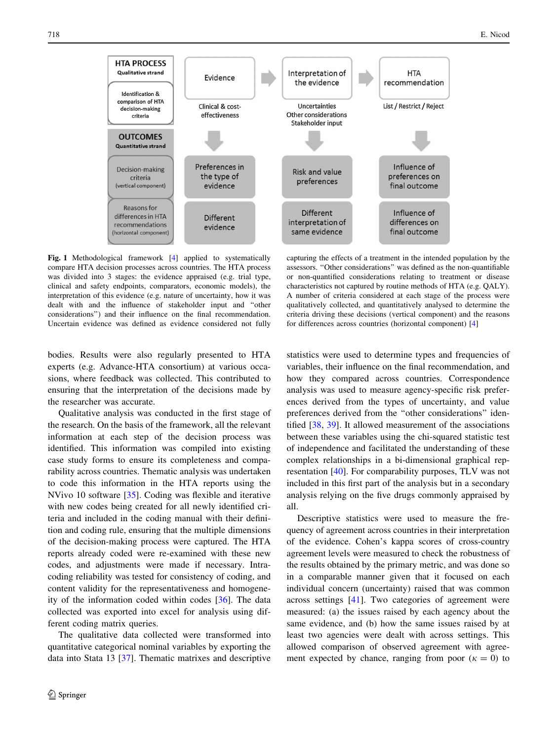| HTA PROCESS<br>Qualitative strand | Evidence | | Interpretation of the evidence | | HTA recommendation |
|---|---|---|---|---|---|
| Identification & comparison of HTA decision-making criteria | Clinical & cost-effectiveness | | Uncertainties<br>Other considerations<br>Stakeholder input | | List / Restrict / Reject |
| **OUTCOMES**<br>Quantitative strand | | | | | |
| Decision-making criteria (vertical component) | Preferences in the type of evidence | | Risk and value preferences | | Influence of preferences on final outcome |
| Reasons for differences in HTA recommendations (horizontal component) | Different evidence | | Different interpretation of same evidence | | Influence of differences on final outcome |

**Fig. 1** Methodological framework [4] applied to systematically compare HTA decision processes across countries. The HTA process was divided into 3 stages: the evidence appraised (e.g. trial type, clinical and safety endpoints, comparators, economic models), the interpretation of this evidence (e.g. nature of uncertainty, how it was dealt with and the influence of stakeholder input and "other considerations") and their influence on the final recommendation. Uncertain evidence was defined as evidence considered not fully capturing the effects of a treatment in the intended population by the assessors. "Other considerations" was defined as the non-quantifiable or non-quantified considerations relating to treatment or disease characteristics not captured by routine methods of HTA (e.g. QALY). A number of criteria considered at each stage of the process were qualitatively collected, and quantitatively analysed to determine the criteria driving these decisions (vertical component) and the reasons for differences across countries (horizontal component) [4]

bodies. Results were also regularly presented to HTA experts (e.g. Advance-HTA consortium) at various occasions, where feedback was collected. This contributed to ensuring that the interpretation of the decisions made by the researcher was accurate.

Qualitative analysis was conducted in the first stage of the research. On the basis of the framework, all the relevant information at each step of the decision process was identified. This information was compiled into existing case study forms to ensure its completeness and comparability across countries. Thematic analysis was undertaken to code this information in the HTA reports using the NVivo 10 software [35]. Coding was flexible and iterative with new codes being created for all newly identified criteria and included in the coding manual with their definition and coding rule, ensuring that the multiple dimensions of the decision-making process were captured. The HTA reports already coded were re-examined with these new codes, and adjustments were made if necessary. Intra-coding reliability was tested for consistency of coding, and content validity for the representativeness and homogeneity of the information coded within codes [36]. The data collected was exported into excel for analysis using different coding matrix queries.

The qualitative data collected were transformed into quantitative categorical nominal variables by exporting the data into Stata 13 [37]. Thematic matrixes and descriptive statistics were used to determine types and frequencies of variables, their influence on the final recommendation, and how they compared across countries. Correspondence analysis was used to measure agency-specific risk preferences derived from the types of uncertainty, and value preferences derived from the "other considerations" identified [38, 39]. It allowed measurement of the associations between these variables using the chi-squared statistic test of independence and facilitated the understanding of these complex relationships in a bi-dimensional graphical representation [40]. For comparability purposes, TLV was not included in this first part of the analysis but in a secondary analysis relying on the five drugs commonly appraised by all.

Descriptive statistics were used to measure the frequency of agreement across countries in their interpretation of the evidence. Cohen's kappa scores of cross-country agreement levels were measured to check the robustness of the results obtained by the primary metric, and was done so in a comparable manner given that it focused on each individual concern (uncertainty) raised that was common across settings [41]. Two categories of agreement were measured: (a) the issues raised by each agency about the same evidence, and (b) how the same issues raised by at least two agencies were dealt with across settings. This allowed comparison of observed agreement with agreement expected by chance, ranging from poor ($\kappa = 0$) to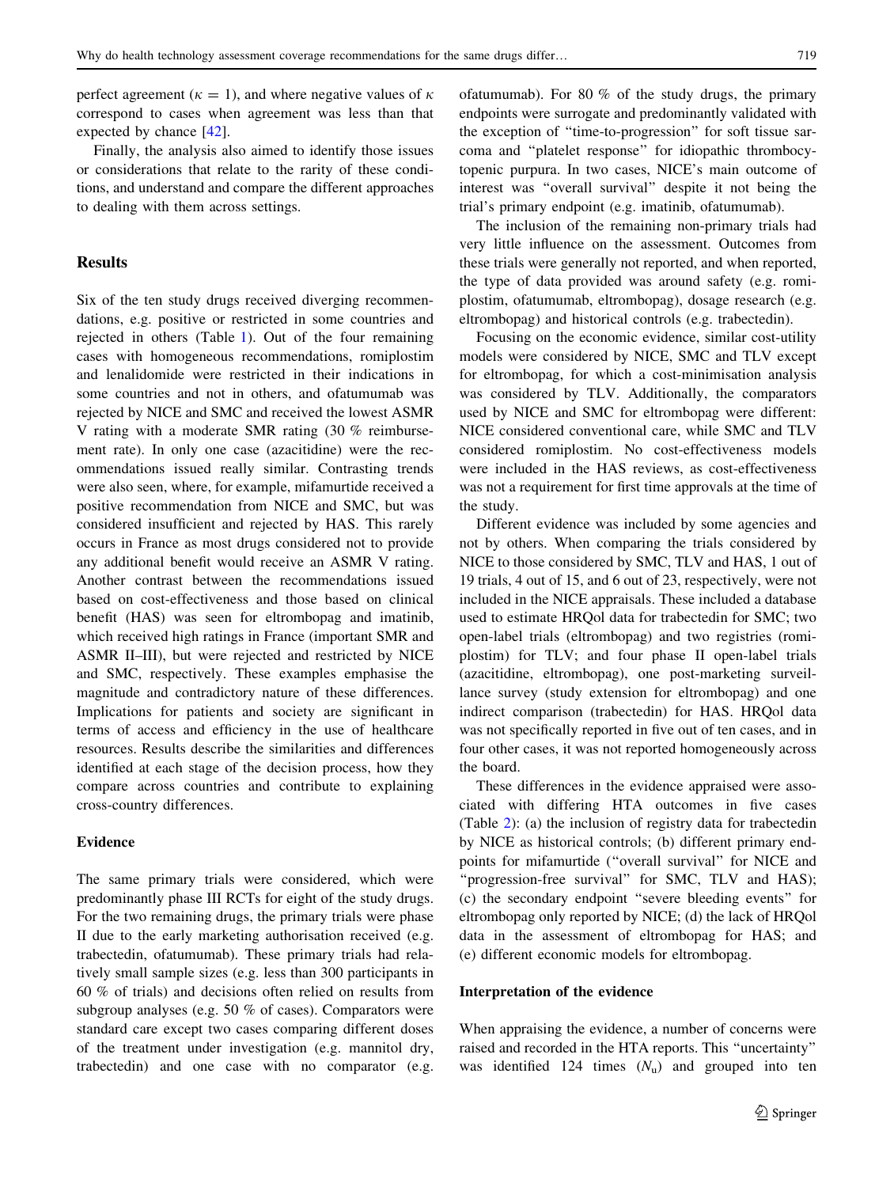perfect agreement ($\kappa = 1$), and where negative values of $\kappa$ correspond to cases when agreement was less than that expected by chance [42].

Finally, the analysis also aimed to identify those issues or considerations that relate to the rarity of these conditions, and understand and compare the different approaches to dealing with them across settings.

## Results

Six of the ten study drugs received diverging recommendations, e.g. positive or restricted in some countries and rejected in others (Table 1). Out of the four remaining cases with homogeneous recommendations, romiplostim and lenalidomide were restricted in their indications in some countries and not in others, and ofatumumab was rejected by NICE and SMC and received the lowest ASMR V rating with a moderate SMR rating (30 % reimbursement rate). In only one case (azacitidine) were the recommendations issued really similar. Contrasting trends were also seen, where, for example, mifamurtide received a positive recommendation from NICE and SMC, but was considered insufficient and rejected by HAS. This rarely occurs in France as most drugs considered not to provide any additional benefit would receive an ASMR V rating. Another contrast between the recommendations issued based on cost-effectiveness and those based on clinical benefit (HAS) was seen for eltrombopag and imatinib, which received high ratings in France (important SMR and ASMR II–III), but were rejected and restricted by NICE and SMC, respectively. These examples emphasise the magnitude and contradictory nature of these differences. Implications for patients and society are significant in terms of access and efficiency in the use of healthcare resources. Results describe the similarities and differences identified at each stage of the decision process, how they compare across countries and contribute to explaining cross-country differences.

### Evidence

The same primary trials were considered, which were predominantly phase III RCTs for eight of the study drugs. For the two remaining drugs, the primary trials were phase II due to the early marketing authorisation received (e.g. trabectedin, ofatumumab). These primary trials had relatively small sample sizes (e.g. less than 300 participants in 60 % of trials) and decisions often relied on results from subgroup analyses (e.g. 50 % of cases). Comparators were standard care except two cases comparing different doses of the treatment under investigation (e.g. mannitol dry, trabectedin) and one case with no comparator (e.g. ofatumumab). For 80 % of the study drugs, the primary endpoints were surrogate and predominantly validated with the exception of "time-to-progression" for soft tissue sarcoma and "platelet response" for idiopathic thrombocytopenic purpura. In two cases, NICE's main outcome of interest was "overall survival" despite it not being the trial's primary endpoint (e.g. imatinib, ofatumumab).

The inclusion of the remaining non-primary trials had very little influence on the assessment. Outcomes from these trials were generally not reported, and when reported, the type of data provided was around safety (e.g. romiplostim, ofatumumab, eltrombopag), dosage research (e.g. eltrombopag) and historical controls (e.g. trabectedin).

Focusing on the economic evidence, similar cost-utility models were considered by NICE, SMC and TLV except for eltrombopag, for which a cost-minimisation analysis was considered by TLV. Additionally, the comparators used by NICE and SMC for eltrombopag were different: NICE considered conventional care, while SMC and TLV considered romiplostim. No cost-effectiveness models were included in the HAS reviews, as cost-effectiveness was not a requirement for first time approvals at the time of the study.

Different evidence was included by some agencies and not by others. When comparing the trials considered by NICE to those considered by SMC, TLV and HAS, 1 out of 19 trials, 4 out of 15, and 6 out of 23, respectively, were not included in the NICE appraisals. These included a database used to estimate HRQol data for trabectedin for SMC; two open-label trials (eltrombopag) and two registries (romiplostim) for TLV; and four phase II open-label trials (azacitidine, eltrombopag), one post-marketing surveillance survey (study extension for eltrombopag) and one indirect comparison (trabectedin) for HAS. HRQol data was not specifically reported in five out of ten cases, and in four other cases, it was not reported homogeneously across the board.

These differences in the evidence appraised were associated with differing HTA outcomes in five cases (Table 2): (a) the inclusion of registry data for trabectedin by NICE as historical controls; (b) different primary endpoints for mifamurtide ("overall survival" for NICE and "progression-free survival" for SMC, TLV and HAS); (c) the secondary endpoint "severe bleeding events" for eltrombopag only reported by NICE; (d) the lack of HRQol data in the assessment of eltrombopag for HAS; and (e) different economic models for eltrombopag.

### Interpretation of the evidence

When appraising the evidence, a number of concerns were raised and recorded in the HTA reports. This "uncertainty" was identified 124 times ($N_u$) and grouped into ten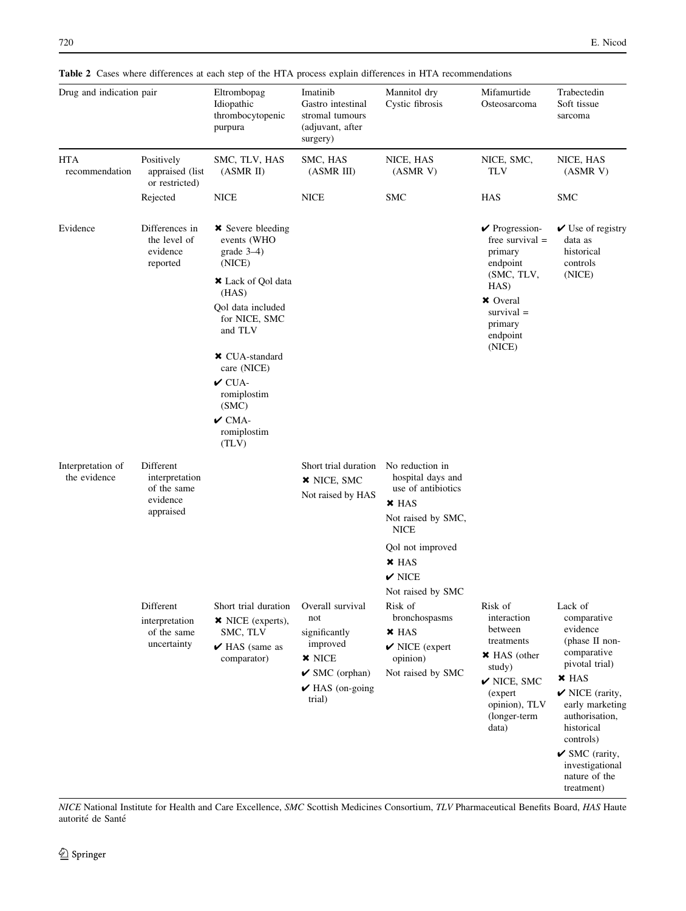**Table 2** Cases where differences at each step of the HTA process explain differences in HTA recommendations

| Drug and indication pair | | Eltrombopag Idiopathic thrombocytopenic purpura | Imatinib Gastro intestinal stromal tumours (adjuvant, after surgery) | Mannitol dry Cystic fibrosis | Mifamurtide Osteosarcoma | Trabectedin Soft tissue sarcoma |
|---|---|---|---|---|---|---|
| HTA recommendation | Positively appraised (list or restricted) | SMC, TLV, HAS (ASMR II) | SMC, HAS (ASMR III) | NICE, HAS (ASMR V) | NICE, SMC, TLV | NICE, HAS (ASMR V) |
| | Rejected | NICE | NICE | SMC | HAS | SMC |
| Evidence | Differences in the level of evidence reported | ✖ Severe bleeding events (WHO grade 3–4) (NICE)<br>✖ Lack of Qol data (HAS)<br>Qol data included for NICE, SMC and TLV<br>✖ CUA-standard care (NICE)<br>✔ CUA-romiplostim (SMC)<br>✔ CMA-romiplostim (TLV) | | | ✔ Progression-free survival = primary endpoint (SMC, TLV, HAS)<br>✖ Overal survival = primary endpoint (NICE) | ✔ Use of registry data as historical controls (NICE) |
| Interpretation of the evidence | Different interpretation of the same evidence appraised | | Short trial duration<br>✖ NICE, SMC<br>Not raised by HAS | No reduction in hospital days and use of antibiotics<br>✖ HAS<br>Not raised by SMC, NICE<br>Qol not improved<br>✖ HAS<br>✔ NICE<br>Not raised by SMC | | |
| | Different interpretation of the same uncertainty | Short trial duration<br>✖ NICE (experts), SMC, TLV<br>✔ HAS (same as comparator) | Overall survival not significantly improved<br>✖ NICE<br>✔ SMC (orphan)<br>✔ HAS (on-going trial) | Risk of bronchospasms<br>✖ HAS<br>✔ NICE (expert opinion)<br>Not raised by SMC | Risk of interaction between treatments<br>✖ HAS (other study)<br>✔ NICE, SMC (expert opinion), TLV (longer-term data) | Lack of comparative evidence (phase II non-comparative pivotal trial)<br>✖ HAS<br>✔ NICE (rarity, early marketing authorisation, historical controls)<br>✔ SMC (rarity, investigational nature of the treatment) |

*NICE* National Institute for Health and Care Excellence, *SMC* Scottish Medicines Consortium, *TLV* Pharmaceutical Benefits Board, *HAS* Haute autorité de Santé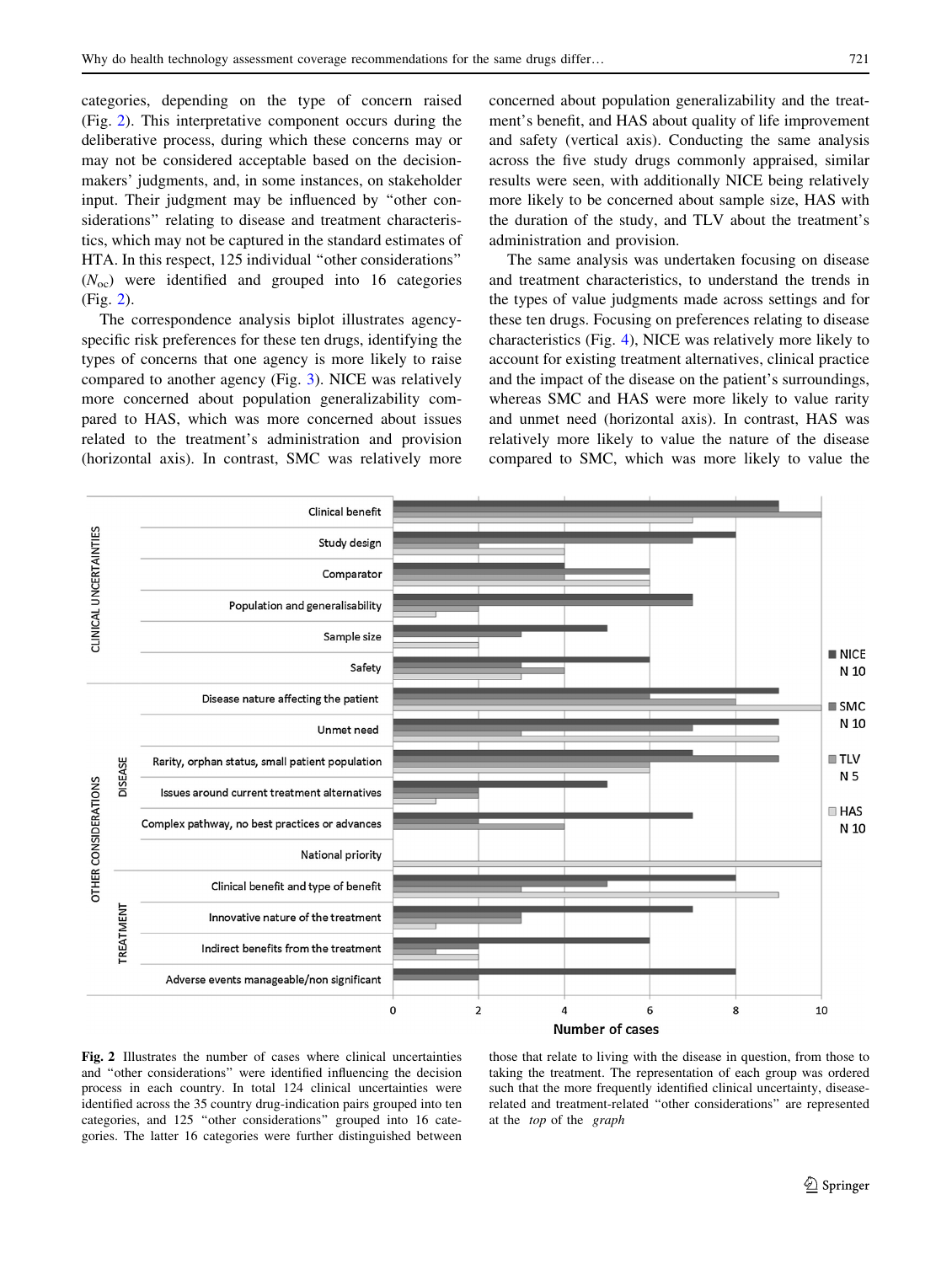categories, depending on the type of concern raised (Fig. 2). This interpretative component occurs during the deliberative process, during which these concerns may or may not be considered acceptable based on the decision-makers' judgments, and, in some instances, on stakeholder input. Their judgment may be influenced by "other considerations" relating to disease and treatment characteristics, which may not be captured in the standard estimates of HTA. In this respect, 125 individual "other considerations" ($N_{oc}$) were identified and grouped into 16 categories (Fig. 2).

The correspondence analysis biplot illustrates agency-specific risk preferences for these ten drugs, identifying the types of concerns that one agency is more likely to raise compared to another agency (Fig. 3). NICE was relatively more concerned about population generalizability compared to HAS, which was more concerned about issues related to the treatment's administration and provision (horizontal axis). In contrast, SMC was relatively more concerned about population generalizability and the treatment's benefit, and HAS about quality of life improvement and safety (vertical axis). Conducting the same analysis across the five study drugs commonly appraised, similar results were seen, with additionally NICE being relatively more likely to be concerned about sample size, HAS with the duration of the study, and TLV about the treatment's administration and provision.

The same analysis was undertaken focusing on disease and treatment characteristics, to understand the trends in the types of value judgments made across settings and for these ten drugs. Focusing on preferences relating to disease characteristics (Fig. 4), NICE was relatively more likely to account for existing treatment alternatives, clinical practice and the impact of the disease on the patient's surroundings, whereas SMC and HAS were more likely to value rarity and unmet need (horizontal axis). In contrast, HAS was relatively more likely to value the nature of the disease compared to SMC, which was more likely to value the

**Fig. 2** Illustrates the number of cases where clinical uncertainties and "other considerations" were identified influencing the decision process in each country. In total 124 clinical uncertainties were identified across the 35 country drug-indication pairs grouped into ten categories, and 125 "other considerations" grouped into 16 categories. The latter 16 categories were further distinguished between those that relate to living with the disease in question, from those to taking the treatment. The representation of each group was ordered such that the more frequently identified clinical uncertainty, disease-related and treatment-related "other considerations" are represented at the *top* of the *graph*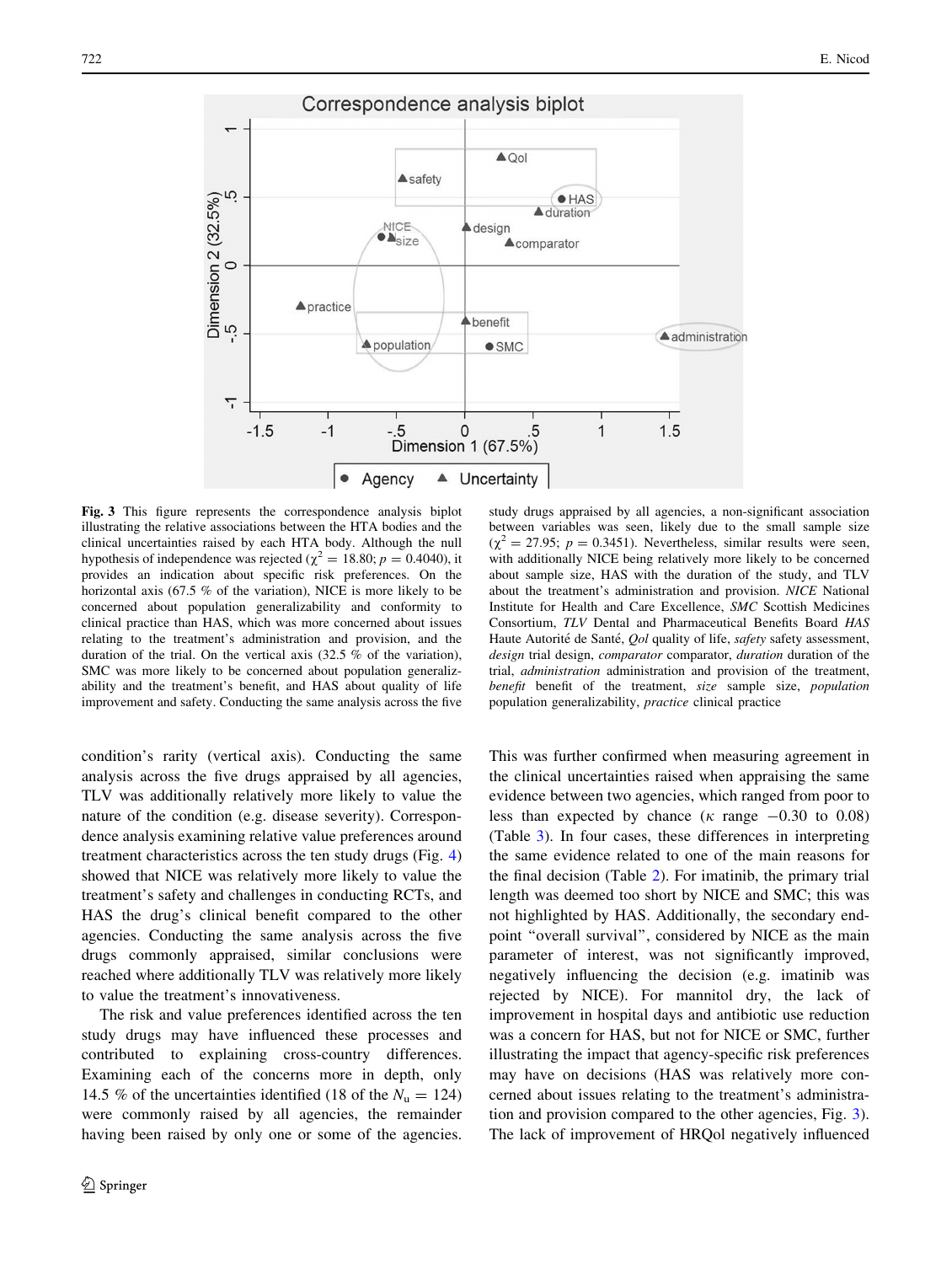**Fig. 3** This figure represents the correspondence analysis biplot illustrating the relative associations between the HTA bodies and the clinical uncertainties raised by each HTA body. Although the null hypothesis of independence was rejected ($\chi^2 = 18.80$; $p = 0.4040$), it provides an indication about specific risk preferences. On the horizontal axis (67.5 % of the variation), NICE is more likely to be concerned about population generalizability and conformity to clinical practice than HAS, which was more concerned about issues relating to the treatment's administration and provision, and the duration of the trial. On the vertical axis (32.5 % of the variation), SMC was more likely to be concerned about population generalizability and the treatment's benefit, and HAS about quality of life improvement and safety. Conducting the same analysis across the five study drugs appraised by all agencies, a non-significant association between variables was seen, likely due to the small sample size ($\chi^2 = 27.95$; $p = 0.3451$). Nevertheless, similar results were seen, with additionally NICE being relatively more likely to be concerned about sample size, HAS with the duration of the study, and TLV about the treatment's administration and provision. *NICE* National Institute for Health and Care Excellence, *SMC* Scottish Medicines Consortium, *TLV* Dental and Pharmaceutical Benefits Board *HAS* Haute Autorité de Santé, *Qol* quality of life, *safety* safety assessment, *design* trial design, *comparator* comparator, *duration* duration of the trial, *administration* administration and provision of the treatment, *benefit* benefit of the treatment, *size* sample size, *population* population generalizability, *practice* clinical practice

condition's rarity (vertical axis). Conducting the same analysis across the five drugs appraised by all agencies, TLV was additionally relatively more likely to value the nature of the condition (e.g. disease severity). Correspondence analysis examining relative value preferences around treatment characteristics across the ten study drugs (Fig. 4) showed that NICE was relatively more likely to value the treatment's safety and challenges in conducting RCTs, and HAS the drug's clinical benefit compared to the other agencies. Conducting the same analysis across the five drugs commonly appraised, similar conclusions were reached where additionally TLV was relatively more likely to value the treatment's innovativeness.

The risk and value preferences identified across the ten study drugs may have influenced these processes and contributed to explaining cross-country differences. Examining each of the concerns more in depth, only 14.5 % of the uncertainties identified (18 of the $N_u = 124$) were commonly raised by all agencies, the remainder having been raised by only one or some of the agencies. This was further confirmed when measuring agreement in the clinical uncertainties raised when appraising the same evidence between two agencies, which ranged from poor to less than expected by chance ($\kappa$ range $-0.30$ to $0.08$) (Table 3). In four cases, these differences in interpreting the same evidence related to one of the main reasons for the final decision (Table 2). For imatinib, the primary trial length was deemed too short by NICE and SMC; this was not highlighted by HAS. Additionally, the secondary endpoint "overall survival", considered by NICE as the main parameter of interest, was not significantly improved, negatively influencing the decision (e.g. imatinib was rejected by NICE). For mannitol dry, the lack of improvement in hospital days and antibiotic use reduction was a concern for HAS, but not for NICE or SMC, further illustrating the impact that agency-specific risk preferences may have on decisions (HAS was relatively more concerned about issues relating to the treatment's administration and provision compared to the other agencies, Fig. 3). The lack of improvement of HRQol negatively influenced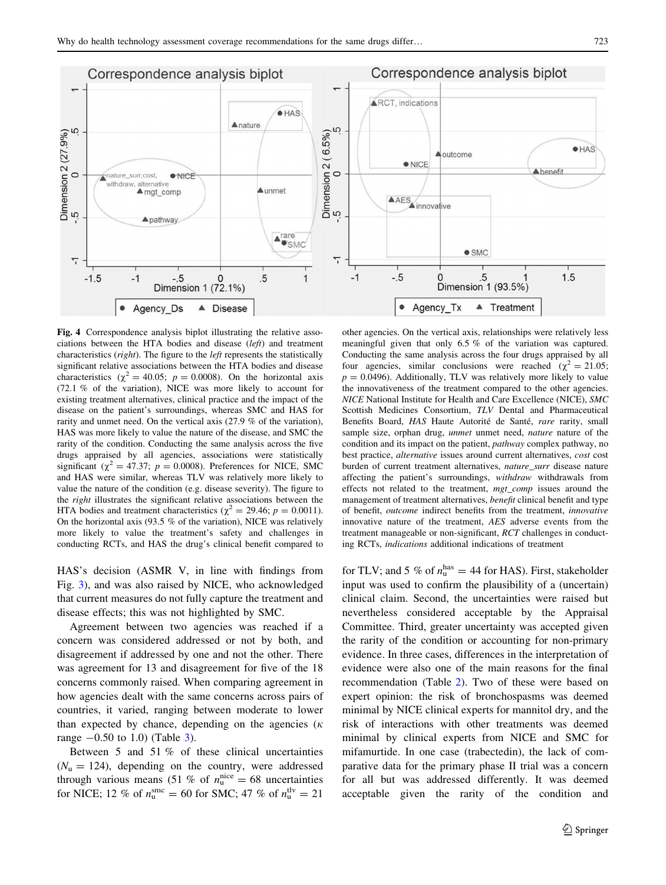**Fig. 4** Correspondence analysis biplot illustrating the relative associations between the HTA bodies and disease (*left*) and treatment characteristics (*right*). The figure to the *left* represents the statistically significant relative associations between the HTA bodies and disease characteristics ($\chi^2 = 40.05$; $p = 0.0008$). On the horizontal axis (72.1 % of the variation), NICE was more likely to account for existing treatment alternatives, clinical practice and the impact of the disease on the patient's surroundings, whereas SMC and HAS for rarity and unmet need. On the vertical axis (27.9 % of the variation), HAS was more likely to value the nature of the disease, and SMC the rarity of the condition. Conducting the same analysis across the five drugs appraised by all agencies, associations were statistically significant ($\chi^2 = 47.37$; $p = 0.0008$). Preferences for NICE, SMC and HAS were similar, whereas TLV was relatively more likely to value the nature of the condition (e.g. disease severity). The figure to the *right* illustrates the significant relative associations between the HTA bodies and treatment characteristics ($\chi^2 = 29.46$; $p = 0.0011$). On the horizontal axis (93.5 % of the variation), NICE was relatively more likely to value the treatment's safety and challenges in conducting RCTs, and HAS the drug's clinical benefit compared to other agencies. On the vertical axis, relationships were relatively less meaningful given that only 6.5 % of the variation was captured. Conducting the same analysis across the four drugs appraised by all four agencies, similar conclusions were reached ($\chi^2 = 21.05$; $p = 0.0496$). Additionally, TLV was relatively more likely to value the innovativeness of the treatment compared to the other agencies. *NICE* National Institute for Health and Care Excellence (NICE), *SMC* Scottish Medicines Consortium, *TLV* Dental and Pharmaceutical Benefits Board, *HAS* Haute Autorité de Santé, *rare* rarity, small sample size, orphan drug, *unmet* unmet need, *nature* nature of the condition and its impact on the patient, *pathway* complex pathway, no best practice, *alternative* issues around current alternatives, *cost* cost burden of current treatment alternatives, *nature_surr* disease nature affecting the patient's surroundings, *withdraw* withdrawals from effects not related to the treatment, *mgt_comp* issues around the management of treatment alternatives, *benefit* clinical benefit and type of benefit, *outcome* indirect benefits from the treatment, *innovative* innovative nature of the treatment, *AES* adverse events from the treatment manageable or non-significant, *RCT* challenges in conducting RCTs, *indications* additional indications of treatment

HAS's decision (ASMR V, in line with findings from Fig. 3), and was also raised by NICE, who acknowledged that current measures do not fully capture the treatment and disease effects; this was not highlighted by SMC.

Agreement between two agencies was reached if a concern was considered addressed or not by both, and disagreement if addressed by one and not the other. There was agreement for 13 and disagreement for five of the 18 concerns commonly raised. When comparing agreement in how agencies dealt with the same concerns across pairs of countries, it varied, ranging between moderate to lower than expected by chance, depending on the agencies ($\kappa$ range −0.50 to 1.0) (Table 3).

Between 5 and 51 % of these clinical uncertainties ($N_{\mathrm{u}} = 124$), depending on the country, were addressed through various means (51 % of $n_{\mathrm{u}}^{\mathrm{nice}} = 68$ uncertainties for NICE; 12 % of $n_{\mathrm{u}}^{\mathrm{smc}} = 60$ for SMC; 47 % of $n_{\mathrm{u}}^{\mathrm{tlv}} = 21$ for TLV; and 5 % of $n_{\mathrm{u}}^{\mathrm{has}} = 44$ for HAS). First, stakeholder input was used to confirm the plausibility of a (uncertain) clinical claim. Second, the uncertainties were raised but nevertheless considered acceptable by the Appraisal Committee. Third, greater uncertainty was accepted given the rarity of the condition or accounting for non-primary evidence. In three cases, differences in the interpretation of evidence were also one of the main reasons for the final recommendation (Table 2). Two of these were based on expert opinion: the risk of bronchospasms was deemed minimal by NICE clinical experts for mannitol dry, and the risk of interactions with other treatments was deemed minimal by clinical experts from NICE and SMC for mifamurtide. In one case (trabectedin), the lack of comparative data for the primary phase II trial was a concern for all but was addressed differently. It was deemed acceptable given the rarity of the condition and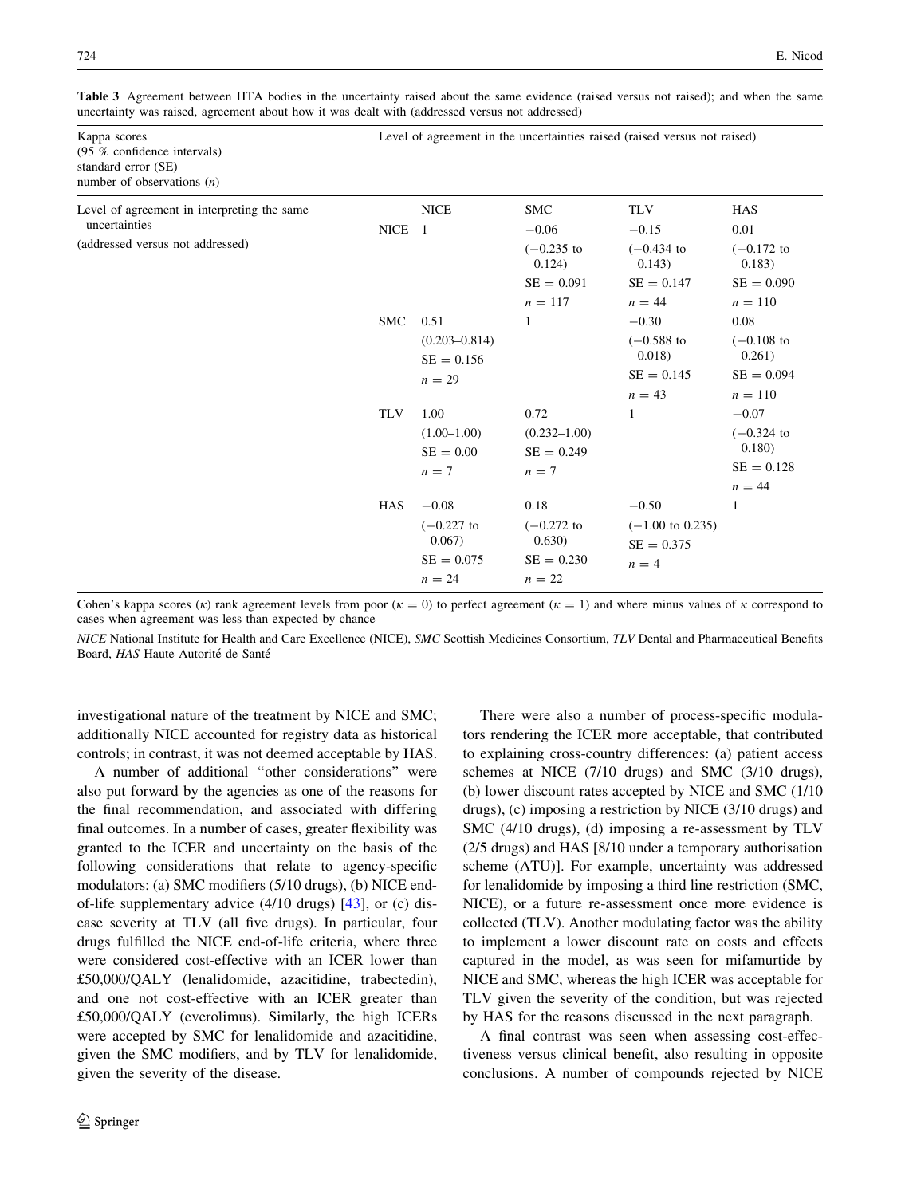**Table 3** Agreement between HTA bodies in the uncertainty raised about the same evidence (raised versus not raised); and when the same uncertainty was raised, agreement about how it was dealt with (addressed versus not addressed)

| Kappa scores (95 % confidence intervals) standard error (SE) number of observations ($n$) | Level of agreement in the uncertainties raised (raised versus not raised) | | | | |
|---|---|---|---|---|---|
| Level of agreement in interpreting the same uncertainties (addressed versus not addressed) | | NICE | SMC | TLV | HAS |
| | NICE | 1 | −0.06 (−0.235 to 0.124) SE = 0.091 $n$ = 117 | −0.15 (−0.434 to 0.143) SE = 0.147 $n$ = 44 | 0.01 (−0.172 to 0.183) SE = 0.090 $n$ = 110 |
| | SMC | 0.51 (0.203–0.814) SE = 0.156 $n$ = 29 | 1 | −0.30 (−0.588 to 0.018) SE = 0.145 $n$ = 43 | 0.08 (−0.108 to 0.261) SE = 0.094 $n$ = 110 |
| | TLV | 1.00 (1.00–1.00) SE = 0.00 $n$ = 7 | 0.72 (0.232–1.00) SE = 0.249 $n$ = 7 | 1 | −0.07 (−0.324 to 0.180) SE = 0.128 $n$ = 44 |
| | HAS | −0.08 (−0.227 to 0.067) SE = 0.075 $n$ = 24 | 0.18 (−0.272 to 0.630) SE = 0.230 $n$ = 22 | −0.50 (−1.00 to 0.235) SE = 0.375 $n$ = 4 | 1 |

Cohen's kappa scores ($\kappa$) rank agreement levels from poor ($\kappa = 0$) to perfect agreement ($\kappa = 1$) and where minus values of $\kappa$ correspond to cases when agreement was less than expected by chance

*NICE* National Institute for Health and Care Excellence (NICE), *SMC* Scottish Medicines Consortium, *TLV* Dental and Pharmaceutical Benefits Board, *HAS* Haute Autorité de Santé

investigational nature of the treatment by NICE and SMC; additionally NICE accounted for registry data as historical controls; in contrast, it was not deemed acceptable by HAS.

A number of additional "other considerations" were also put forward by the agencies as one of the reasons for the final recommendation, and associated with differing final outcomes. In a number of cases, greater flexibility was granted to the ICER and uncertainty on the basis of the following considerations that relate to agency-specific modulators: (a) SMC modifiers (5/10 drugs), (b) NICE end-of-life supplementary advice (4/10 drugs) [43], or (c) disease severity at TLV (all five drugs). In particular, four drugs fulfilled the NICE end-of-life criteria, where three were considered cost-effective with an ICER lower than £50,000/QALY (lenalidomide, azacitidine, trabectedin), and one not cost-effective with an ICER greater than £50,000/QALY (everolimus). Similarly, the high ICERs were accepted by SMC for lenalidomide and azacitidine, given the SMC modifiers, and by TLV for lenalidomide, given the severity of the disease.

There were also a number of process-specific modulators rendering the ICER more acceptable, that contributed to explaining cross-country differences: (a) patient access schemes at NICE (7/10 drugs) and SMC (3/10 drugs), (b) lower discount rates accepted by NICE and SMC (1/10 drugs), (c) imposing a restriction by NICE (3/10 drugs) and SMC (4/10 drugs), (d) imposing a re-assessment by TLV (2/5 drugs) and HAS [8/10 under a temporary authorisation scheme (ATU)]. For example, uncertainty was addressed for lenalidomide by imposing a third line restriction (SMC, NICE), or a future re-assessment once more evidence is collected (TLV). Another modulating factor was the ability to implement a lower discount rate on costs and effects captured in the model, as was seen for mifamurtide by NICE and SMC, whereas the high ICER was acceptable for TLV given the severity of the condition, but was rejected by HAS for the reasons discussed in the next paragraph.

A final contrast was seen when assessing cost-effectiveness versus clinical benefit, also resulting in opposite conclusions. A number of compounds rejected by NICE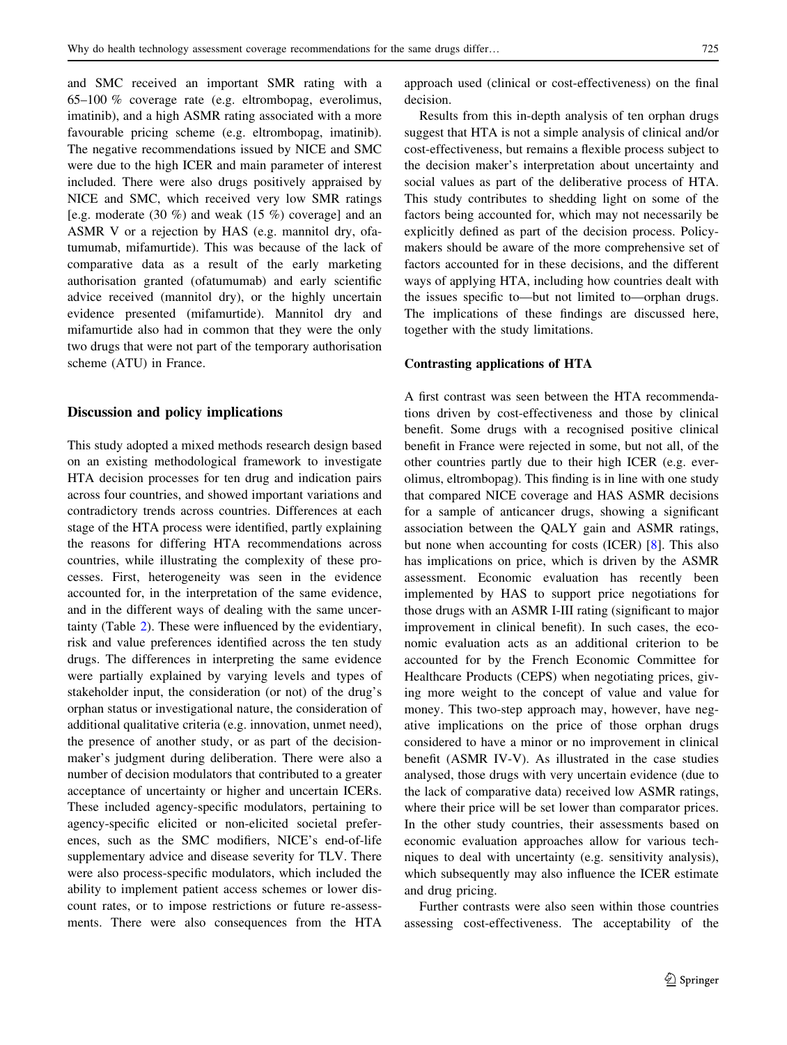and SMC received an important SMR rating with a 65–100 % coverage rate (e.g. eltrombopag, everolimus, imatinib), and a high ASMR rating associated with a more favourable pricing scheme (e.g. eltrombopag, imatinib). The negative recommendations issued by NICE and SMC were due to the high ICER and main parameter of interest included. There were also drugs positively appraised by NICE and SMC, which received very low SMR ratings [e.g. moderate (30 %) and weak (15 %) coverage] and an ASMR V or a rejection by HAS (e.g. mannitol dry, ofatumumab, mifamurtide). This was because of the lack of comparative data as a result of the early marketing authorisation granted (ofatumumab) and early scientific advice received (mannitol dry), or the highly uncertain evidence presented (mifamurtide). Mannitol dry and mifamurtide also had in common that they were the only two drugs that were not part of the temporary authorisation scheme (ATU) in France.

## Discussion and policy implications

This study adopted a mixed methods research design based on an existing methodological framework to investigate HTA decision processes for ten drug and indication pairs across four countries, and showed important variations and contradictory trends across countries. Differences at each stage of the HTA process were identified, partly explaining the reasons for differing HTA recommendations across countries, while illustrating the complexity of these processes. First, heterogeneity was seen in the evidence accounted for, in the interpretation of the same evidence, and in the different ways of dealing with the same uncertainty (Table 2). These were influenced by the evidentiary, risk and value preferences identified across the ten study drugs. The differences in interpreting the same evidence were partially explained by varying levels and types of stakeholder input, the consideration (or not) of the drug's orphan status or investigational nature, the consideration of additional qualitative criteria (e.g. innovation, unmet need), the presence of another study, or as part of the decision-maker's judgment during deliberation. There were also a number of decision modulators that contributed to a greater acceptance of uncertainty or higher and uncertain ICERs. These included agency-specific modulators, pertaining to agency-specific elicited or non-elicited societal preferences, such as the SMC modifiers, NICE's end-of-life supplementary advice and disease severity for TLV. There were also process-specific modulators, which included the ability to implement patient access schemes or lower discount rates, or to impose restrictions or future re-assessments. There were also consequences from the HTA approach used (clinical or cost-effectiveness) on the final decision.

Results from this in-depth analysis of ten orphan drugs suggest that HTA is not a simple analysis of clinical and/or cost-effectiveness, but remains a flexible process subject to the decision maker's interpretation about uncertainty and social values as part of the deliberative process of HTA. This study contributes to shedding light on some of the factors being accounted for, which may not necessarily be explicitly defined as part of the decision process. Policy-makers should be aware of the more comprehensive set of factors accounted for in these decisions, and the different ways of applying HTA, including how countries dealt with the issues specific to—but not limited to—orphan drugs. The implications of these findings are discussed here, together with the study limitations.

### Contrasting applications of HTA

A first contrast was seen between the HTA recommendations driven by cost-effectiveness and those by clinical benefit. Some drugs with a recognised positive clinical benefit in France were rejected in some, but not all, of the other countries partly due to their high ICER (e.g. everolimus, eltrombopag). This finding is in line with one study that compared NICE coverage and HAS ASMR decisions for a sample of anticancer drugs, showing a significant association between the QALY gain and ASMR ratings, but none when accounting for costs (ICER) [8]. This also has implications on price, which is driven by the ASMR assessment. Economic evaluation has recently been implemented by HAS to support price negotiations for those drugs with an ASMR I-III rating (significant to major improvement in clinical benefit). In such cases, the economic evaluation acts as an additional criterion to be accounted for by the French Economic Committee for Healthcare Products (CEPS) when negotiating prices, giving more weight to the concept of value and value for money. This two-step approach may, however, have negative implications on the price of those orphan drugs considered to have a minor or no improvement in clinical benefit (ASMR IV-V). As illustrated in the case studies analysed, those drugs with very uncertain evidence (due to the lack of comparative data) received low ASMR ratings, where their price will be set lower than comparator prices. In the other study countries, their assessments based on economic evaluation approaches allow for various techniques to deal with uncertainty (e.g. sensitivity analysis), which subsequently may also influence the ICER estimate and drug pricing.

Further contrasts were also seen within those countries assessing cost-effectiveness. The acceptability of the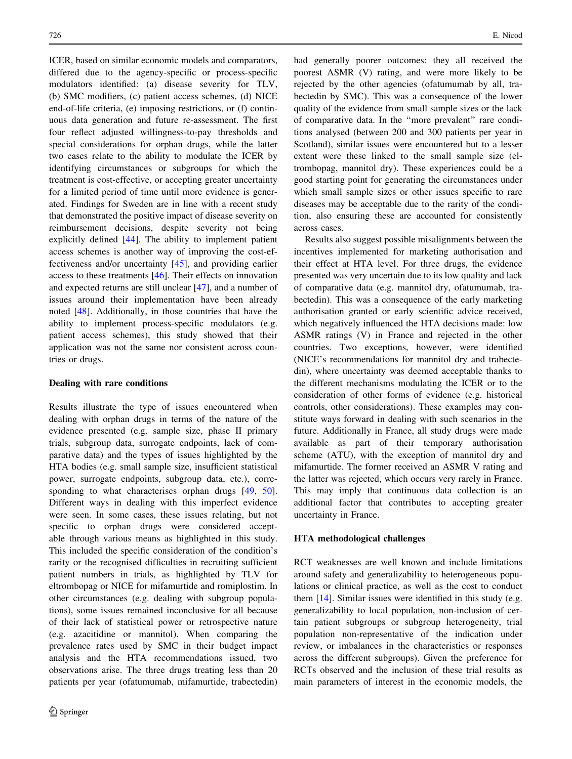ICER, based on similar economic models and comparators, differed due to the agency-specific or process-specific modulators identified: (a) disease severity for TLV, (b) SMC modifiers, (c) patient access schemes, (d) NICE end-of-life criteria, (e) imposing restrictions, or (f) continuous data generation and future re-assessment. The first four reflect adjusted willingness-to-pay thresholds and special considerations for orphan drugs, while the latter two cases relate to the ability to modulate the ICER by identifying circumstances or subgroups for which the treatment is cost-effective, or accepting greater uncertainty for a limited period of time until more evidence is generated. Findings for Sweden are in line with a recent study that demonstrated the positive impact of disease severity on reimbursement decisions, despite severity not being explicitly defined [44]. The ability to implement patient access schemes is another way of improving the cost-effectiveness and/or uncertainty [45], and providing earlier access to these treatments [46]. Their effects on innovation and expected returns are still unclear [47], and a number of issues around their implementation have been already noted [48]. Additionally, in those countries that have the ability to implement process-specific modulators (e.g. patient access schemes), this study showed that their application was not the same nor consistent across countries or drugs.

### Dealing with rare conditions

Results illustrate the type of issues encountered when dealing with orphan drugs in terms of the nature of the evidence presented (e.g. sample size, phase II primary trials, subgroup data, surrogate endpoints, lack of comparative data) and the types of issues highlighted by the HTA bodies (e.g. small sample size, insufficient statistical power, surrogate endpoints, subgroup data, etc.), corresponding to what characterises orphan drugs [49, 50]. Different ways in dealing with this imperfect evidence were seen. In some cases, these issues relating, but not specific to orphan drugs were considered acceptable through various means as highlighted in this study. This included the specific consideration of the condition's rarity or the recognised difficulties in recruiting sufficient patient numbers in trials, as highlighted by TLV for eltrombopag or NICE for mifamurtide and romiplostim. In other circumstances (e.g. dealing with subgroup populations), some issues remained inconclusive for all because of their lack of statistical power or retrospective nature (e.g. azacitidine or mannitol). When comparing the prevalence rates used by SMC in their budget impact analysis and the HTA recommendations issued, two observations arise. The three drugs treating less than 20 patients per year (ofatumumab, mifamurtide, trabectedin) had generally poorer outcomes: they all received the poorest ASMR (V) rating, and were more likely to be rejected by the other agencies (ofatumumab by all, trabectedin by SMC). This was a consequence of the lower quality of the evidence from small sample sizes or the lack of comparative data. In the "more prevalent" rare conditions analysed (between 200 and 300 patients per year in Scotland), similar issues were encountered but to a lesser extent were these linked to the small sample size (eltrombopag, mannitol dry). These experiences could be a good starting point for generating the circumstances under which small sample sizes or other issues specific to rare diseases may be acceptable due to the rarity of the condition, also ensuring these are accounted for consistently across cases.

Results also suggest possible misalignments between the incentives implemented for marketing authorisation and their effect at HTA level. For three drugs, the evidence presented was very uncertain due to its low quality and lack of comparative data (e.g. mannitol dry, ofatumumab, trabectedin). This was a consequence of the early marketing authorisation granted or early scientific advice received, which negatively influenced the HTA decisions made: low ASMR ratings (V) in France and rejected in the other countries. Two exceptions, however, were identified (NICE's recommendations for mannitol dry and trabectedin), where uncertainty was deemed acceptable thanks to the different mechanisms modulating the ICER or to the consideration of other forms of evidence (e.g. historical controls, other considerations). These examples may constitute ways forward in dealing with such scenarios in the future. Additionally in France, all study drugs were made available as part of their temporary authorisation scheme (ATU), with the exception of mannitol dry and mifamurtide. The former received an ASMR V rating and the latter was rejected, which occurs very rarely in France. This may imply that continuous data collection is an additional factor that contributes to accepting greater uncertainty in France.

### HTA methodological challenges

RCT weaknesses are well known and include limitations around safety and generalizability to heterogeneous populations or clinical practice, as well as the cost to conduct them [14]. Similar issues were identified in this study (e.g. generalizability to local population, non-inclusion of certain patient subgroups or subgroup heterogeneity, trial population non-representative of the indication under review, or imbalances in the characteristics or responses across the different subgroups). Given the preference for RCTs observed and the inclusion of these trial results as main parameters of interest in the economic models, the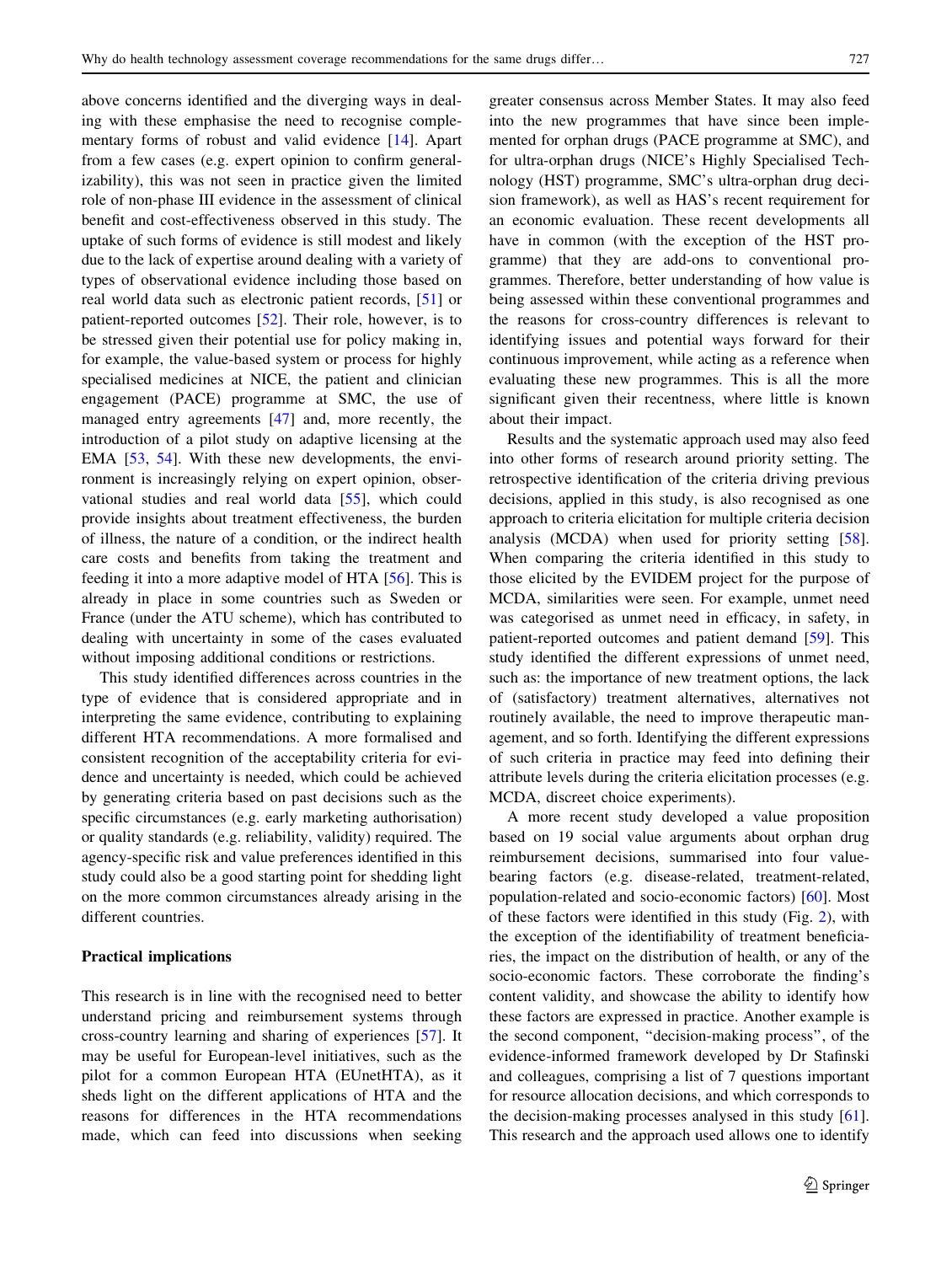above concerns identified and the diverging ways in dealing with these emphasise the need to recognise complementary forms of robust and valid evidence [14]. Apart from a few cases (e.g. expert opinion to confirm generalizability), this was not seen in practice given the limited role of non-phase III evidence in the assessment of clinical benefit and cost-effectiveness observed in this study. The uptake of such forms of evidence is still modest and likely due to the lack of expertise around dealing with a variety of types of observational evidence including those based on real world data such as electronic patient records, [51] or patient-reported outcomes [52]. Their role, however, is to be stressed given their potential use for policy making in, for example, the value-based system or process for highly specialised medicines at NICE, the patient and clinician engagement (PACE) programme at SMC, the use of managed entry agreements [47] and, more recently, the introduction of a pilot study on adaptive licensing at the EMA [53, 54]. With these new developments, the environment is increasingly relying on expert opinion, observational studies and real world data [55], which could provide insights about treatment effectiveness, the burden of illness, the nature of a condition, or the indirect health care costs and benefits from taking the treatment and feeding it into a more adaptive model of HTA [56]. This is already in place in some countries such as Sweden or France (under the ATU scheme), which has contributed to dealing with uncertainty in some of the cases evaluated without imposing additional conditions or restrictions.

This study identified differences across countries in the type of evidence that is considered appropriate and in interpreting the same evidence, contributing to explaining different HTA recommendations. A more formalised and consistent recognition of the acceptability criteria for evidence and uncertainty is needed, which could be achieved by generating criteria based on past decisions such as the specific circumstances (e.g. early marketing authorisation) or quality standards (e.g. reliability, validity) required. The agency-specific risk and value preferences identified in this study could also be a good starting point for shedding light on the more common circumstances already arising in the different countries.

**Practical implications**

This research is in line with the recognised need to better understand pricing and reimbursement systems through cross-country learning and sharing of experiences [57]. It may be useful for European-level initiatives, such as the pilot for a common European HTA (EUnetHTA), as it sheds light on the different applications of HTA and the reasons for differences in the HTA recommendations made, which can feed into discussions when seeking greater consensus across Member States. It may also feed into the new programmes that have since been implemented for orphan drugs (PACE programme at SMC), and for ultra-orphan drugs (NICE's Highly Specialised Technology (HST) programme, SMC's ultra-orphan drug decision framework), as well as HAS's recent requirement for an economic evaluation. These recent developments all have in common (with the exception of the HST programme) that they are add-ons to conventional programmes. Therefore, better understanding of how value is being assessed within these conventional programmes and the reasons for cross-country differences is relevant to identifying issues and potential ways forward for their continuous improvement, while acting as a reference when evaluating these new programmes. This is all the more significant given their recentness, where little is known about their impact.

Results and the systematic approach used may also feed into other forms of research around priority setting. The retrospective identification of the criteria driving previous decisions, applied in this study, is also recognised as one approach to criteria elicitation for multiple criteria decision analysis (MCDA) when used for priority setting [58]. When comparing the criteria identified in this study to those elicited by the EVIDEM project for the purpose of MCDA, similarities were seen. For example, unmet need was categorised as unmet need in efficacy, in safety, in patient-reported outcomes and patient demand [59]. This study identified the different expressions of unmet need, such as: the importance of new treatment options, the lack of (satisfactory) treatment alternatives, alternatives not routinely available, the need to improve therapeutic management, and so forth. Identifying the different expressions of such criteria in practice may feed into defining their attribute levels during the criteria elicitation processes (e.g. MCDA, discreet choice experiments).

A more recent study developed a value proposition based on 19 social value arguments about orphan drug reimbursement decisions, summarised into four value-bearing factors (e.g. disease-related, treatment-related, population-related and socio-economic factors) [60]. Most of these factors were identified in this study (Fig. 2), with the exception of the identifiability of treatment beneficiaries, the impact on the distribution of health, or any of the socio-economic factors. These corroborate the finding's content validity, and showcase the ability to identify how these factors are expressed in practice. Another example is the second component, "decision-making process", of the evidence-informed framework developed by Dr Stafinski and colleagues, comprising a list of 7 questions important for resource allocation decisions, and which corresponds to the decision-making processes analysed in this study [61]. This research and the approach used allows one to identify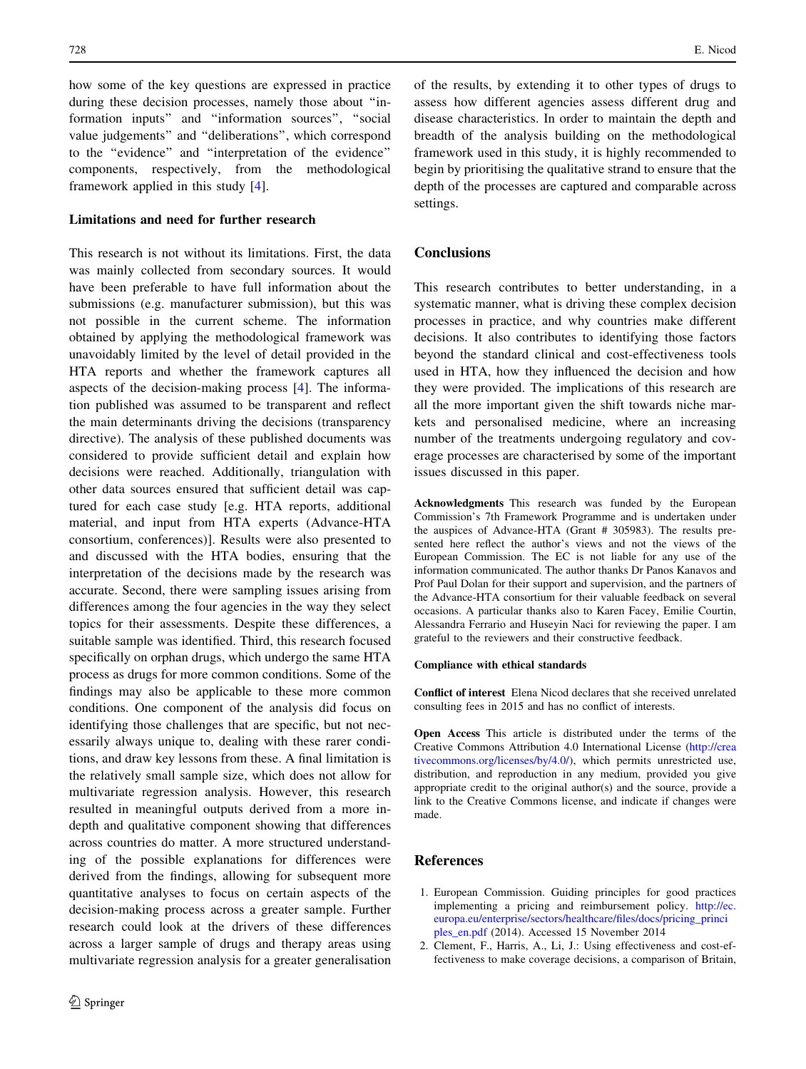how some of the key questions are expressed in practice during these decision processes, namely those about "information inputs" and "information sources", "social value judgements" and "deliberations", which correspond to the "evidence" and "interpretation of the evidence" components, respectively, from the methodological framework applied in this study [4].

### Limitations and need for further research

This research is not without its limitations. First, the data was mainly collected from secondary sources. It would have been preferable to have full information about the submissions (e.g. manufacturer submission), but this was not possible in the current scheme. The information obtained by applying the methodological framework was unavoidably limited by the level of detail provided in the HTA reports and whether the framework captures all aspects of the decision-making process [4]. The information published was assumed to be transparent and reflect the main determinants driving the decisions (transparency directive). The analysis of these published documents was considered to provide sufficient detail and explain how decisions were reached. Additionally, triangulation with other data sources ensured that sufficient detail was captured for each case study [e.g. HTA reports, additional material, and input from HTA experts (Advance-HTA consortium, conferences)]. Results were also presented to and discussed with the HTA bodies, ensuring that the interpretation of the decisions made by the research was accurate. Second, there were sampling issues arising from differences among the four agencies in the way they select topics for their assessments. Despite these differences, a suitable sample was identified. Third, this research focused specifically on orphan drugs, which undergo the same HTA process as drugs for more common conditions. Some of the findings may also be applicable to these more common conditions. One component of the analysis did focus on identifying those challenges that are specific, but not necessarily always unique to, dealing with these rarer conditions, and draw key lessons from these. A final limitation is the relatively small sample size, which does not allow for multivariate regression analysis. However, this research resulted in meaningful outputs derived from a more in-depth and qualitative component showing that differences across countries do matter. A more structured understanding of the possible explanations for differences were derived from the findings, allowing for subsequent more quantitative analyses to focus on certain aspects of the decision-making process across a greater sample. Further research could look at the drivers of these differences across a larger sample of drugs and therapy areas using multivariate regression analysis for a greater generalisation of the results, by extending it to other types of drugs to assess how different agencies assess different drug and disease characteristics. In order to maintain the depth and breadth of the analysis building on the methodological framework used in this study, it is highly recommended to begin by prioritising the qualitative strand to ensure that the depth of the processes are captured and comparable across settings.

## Conclusions

This research contributes to better understanding, in a systematic manner, what is driving these complex decision processes in practice, and why countries make different decisions. It also contributes to identifying those factors beyond the standard clinical and cost-effectiveness tools used in HTA, how they influenced the decision and how they were provided. The implications of this research are all the more important given the shift towards niche markets and personalised medicine, where an increasing number of the treatments undergoing regulatory and coverage processes are characterised by some of the important issues discussed in this paper.

**Acknowledgments** This research was funded by the European Commission's 7th Framework Programme and is undertaken under the auspices of Advance-HTA (Grant # 305983). The results presented here reflect the author's views and not the views of the European Commission. The EC is not liable for any use of the information communicated. The author thanks Dr Panos Kanavos and Prof Paul Dolan for their support and supervision, and the partners of the Advance-HTA consortium for their valuable feedback on several occasions. A particular thanks also to Karen Facey, Emilie Courtin, Alessandra Ferrario and Huseyin Naci for reviewing the paper. I am grateful to the reviewers and their constructive feedback.

### Compliance with ethical standards

**Conflict of interest** Elena Nicod declares that she received unrelated consulting fees in 2015 and has no conflict of interests.

**Open Access** This article is distributed under the terms of the Creative Commons Attribution 4.0 International License (http://creativecommons.org/licenses/by/4.0/), which permits unrestricted use, distribution, and reproduction in any medium, provided you give appropriate credit to the original author(s) and the source, provide a link to the Creative Commons license, and indicate if changes were made.

## References

1. European Commission. Guiding principles for good practices implementing a pricing and reimbursement policy. http://ec.europa.eu/enterprise/sectors/healthcare/files/docs/pricing_principles_en.pdf (2014). Accessed 15 November 2014
2. Clement, F., Harris, A., Li, J.: Using effectiveness and cost-effectiveness to make coverage decisions, a comparison of Britain,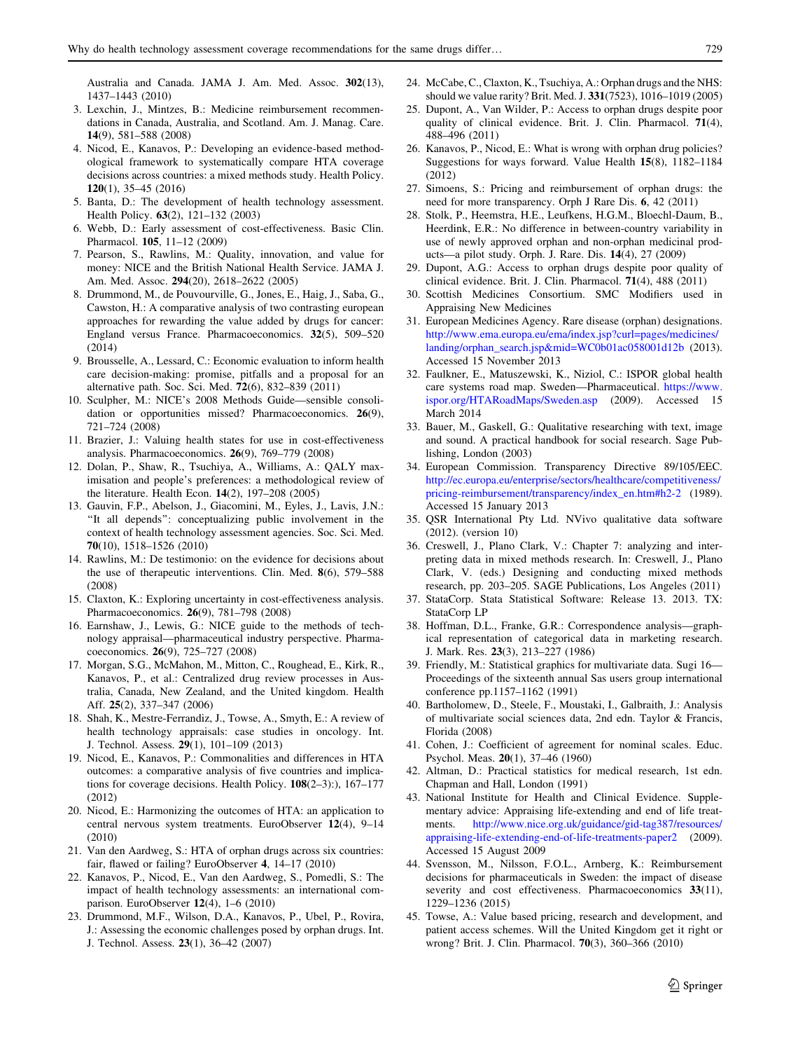Australia and Canada. JAMA J. Am. Med. Assoc. **302**(13), 1437–1443 (2010)

3. Lexchin, J., Mintzes, B.: Medicine reimbursement recommendations in Canada, Australia, and Scotland. Am. J. Manag. Care. **14**(9), 581–588 (2008)
4. Nicod, E., Kanavos, P.: Developing an evidence-based methodological framework to systematically compare HTA coverage decisions across countries: a mixed methods study. Health Policy. **120**(1), 35–45 (2016)
5. Banta, D.: The development of health technology assessment. Health Policy. **63**(2), 121–132 (2003)
6. Webb, D.: Early assessment of cost-effectiveness. Basic Clin. Pharmacol. **105**, 11–12 (2009)
7. Pearson, S., Rawlins, M.: Quality, innovation, and value for money: NICE and the British National Health Service. JAMA J. Am. Med. Assoc. **294**(20), 2618–2622 (2005)
8. Drummond, M., de Pouvourville, G., Jones, E., Haig, J., Saba, G., Cawston, H.: A comparative analysis of two contrasting european approaches for rewarding the value added by drugs for cancer: England versus France. Pharmacoeconomics. **32**(5), 509–520 (2014)
9. Brousselle, A., Lessard, C.: Economic evaluation to inform health care decision-making: promise, pitfalls and a proposal for an alternative path. Soc. Sci. Med. **72**(6), 832–839 (2011)
10. Sculpher, M.: NICE's 2008 Methods Guide—sensible consolidation or opportunities missed? Pharmacoeconomics. **26**(9), 721–724 (2008)
11. Brazier, J.: Valuing health states for use in cost-effectiveness analysis. Pharmacoeconomics. **26**(9), 769–779 (2008)
12. Dolan, P., Shaw, R., Tsuchiya, A., Williams, A.: QALY maximisation and people's preferences: a methodological review of the literature. Health Econ. **14**(2), 197–208 (2005)
13. Gauvin, F.P., Abelson, J., Giacomini, M., Eyles, J., Lavis, J.N.: "It all depends": conceptualizing public involvement in the context of health technology assessment agencies. Soc. Sci. Med. **70**(10), 1518–1526 (2010)
14. Rawlins, M.: De testimonio: on the evidence for decisions about the use of therapeutic interventions. Clin. Med. **8**(6), 579–588 (2008)
15. Claxton, K.: Exploring uncertainty in cost-effectiveness analysis. Pharmacoeconomics. **26**(9), 781–798 (2008)
16. Earnshaw, J., Lewis, G.: NICE guide to the methods of technology appraisal—pharmaceutical industry perspective. Pharmacoeconomics. **26**(9), 725–727 (2008)
17. Morgan, S.G., McMahon, M., Mitton, C., Roughead, E., Kirk, R., Kanavos, P., et al.: Centralized drug review processes in Australia, Canada, New Zealand, and the United kingdom. Health Aff. **25**(2), 337–347 (2006)
18. Shah, K., Mestre-Ferrandiz, J., Towse, A., Smyth, E.: A review of health technology appraisals: case studies in oncology. Int. J. Technol. Assess. **29**(1), 101–109 (2013)
19. Nicod, E., Kanavos, P.: Commonalities and differences in HTA outcomes: a comparative analysis of five countries and implications for coverage decisions. Health Policy. **108**(2–3):), 167–177 (2012)
20. Nicod, E.: Harmonizing the outcomes of HTA: an application to central nervous system treatments. EuroObserver **12**(4), 9–14 (2010)
21. Van den Aardweg, S.: HTA of orphan drugs across six countries: fair, flawed or failing? EuroObserver **4**, 14–17 (2010)
22. Kanavos, P., Nicod, E., Van den Aardweg, S., Pomedli, S.: The impact of health technology assessments: an international comparison. EuroObserver **12**(4), 1–6 (2010)
23. Drummond, M.F., Wilson, D.A., Kanavos, P., Ubel, P., Rovira, J.: Assessing the economic challenges posed by orphan drugs. Int. J. Technol. Assess. **23**(1), 36–42 (2007)
24. McCabe, C., Claxton, K., Tsuchiya, A.: Orphan drugs and the NHS: should we value rarity? Brit. Med. J. **331**(7523), 1016–1019 (2005)
25. Dupont, A., Van Wilder, P.: Access to orphan drugs despite poor quality of clinical evidence. Brit. J. Clin. Pharmacol. **71**(4), 488–496 (2011)
26. Kanavos, P., Nicod, E.: What is wrong with orphan drug policies? Suggestions for ways forward. Value Health **15**(8), 1182–1184 (2012)
27. Simoens, S.: Pricing and reimbursement of orphan drugs: the need for more transparency. Orph J Rare Dis. **6**, 42 (2011)
28. Stolk, P., Heemstra, H.E., Leufkens, H.G.M., Bloechl-Daum, B., Heerdink, E.R.: No difference in between-country variability in use of newly approved orphan and non-orphan medicinal products—a pilot study. Orph. J. Rare. Dis. **14**(4), 27 (2009)
29. Dupont, A.G.: Access to orphan drugs despite poor quality of clinical evidence. Brit. J. Clin. Pharmacol. **71**(4), 488 (2011)
30. Scottish Medicines Consortium. SMC Modifiers used in Appraising New Medicines
31. European Medicines Agency. Rare disease (orphan) designations. http://www.ema.europa.eu/ema/index.jsp?curl=pages/medicines/landing/orphan_search.jsp&mid=WC0b01ac058001d12b (2013). Accessed 15 November 2013
32. Faulkner, E., Matuszewski, K., Niziol, C.: ISPOR global health care systems road map. Sweden—Pharmaceutical. https://www.ispor.org/HTARoadMaps/Sweden.asp (2009). Accessed 15 March 2014
33. Bauer, M., Gaskell, G.: Qualitative researching with text, image and sound. A practical handbook for social research. Sage Publishing, London (2003)
34. European Commission. Transparency Directive 89/105/EEC. http://ec.europa.eu/enterprise/sectors/healthcare/competitiveness/pricing-reimbursement/transparency/index_en.htm#h2-2 (1989). Accessed 15 January 2013
35. QSR International Pty Ltd. NVivo qualitative data software (2012). (version 10)
36. Creswell, J., Plano Clark, V.: Chapter 7: analyzing and interpreting data in mixed methods research. In: Creswell, J., Plano Clark, V. (eds.) Designing and conducting mixed methods research, pp. 203–205. SAGE Publications, Los Angeles (2011)
37. StataCorp. Stata Statistical Software: Release 13. 2013. TX: StataCorp LP
38. Hoffman, D.L., Franke, G.R.: Correspondence analysis—graphical representation of categorical data in marketing research. J. Mark. Res. **23**(3), 213–227 (1986)
39. Friendly, M.: Statistical graphics for multivariate data. Sugi 16—Proceedings of the sixteenth annual Sas users group international conference pp.1157–1162 (1991)
40. Bartholomew, D., Steele, F., Moustaki, I., Galbraith, J.: Analysis of multivariate social sciences data, 2nd edn. Taylor & Francis, Florida (2008)
41. Cohen, J.: Coefficient of agreement for nominal scales. Educ. Psychol. Meas. **20**(1), 37–46 (1960)
42. Altman, D.: Practical statistics for medical research, 1st edn. Chapman and Hall, London (1991)
43. National Institute for Health and Clinical Evidence. Supplementary advice: Appraising life-extending and end of life treatments. http://www.nice.org.uk/guidance/gid-tag387/resources/appraising-life-extending-end-of-life-treatments-paper2 (2009). Accessed 15 August 2009
44. Svensson, M., Nilsson, F.O.L., Arnberg, K.: Reimbursement decisions for pharmaceuticals in Sweden: the impact of disease severity and cost effectiveness. Pharmacoeconomics **33**(11), 1229–1236 (2015)
45. Towse, A.: Value based pricing, research and development, and patient access schemes. Will the United Kingdom get it right or wrong? Brit. J. Clin. Pharmacol. **70**(3), 360–366 (2010)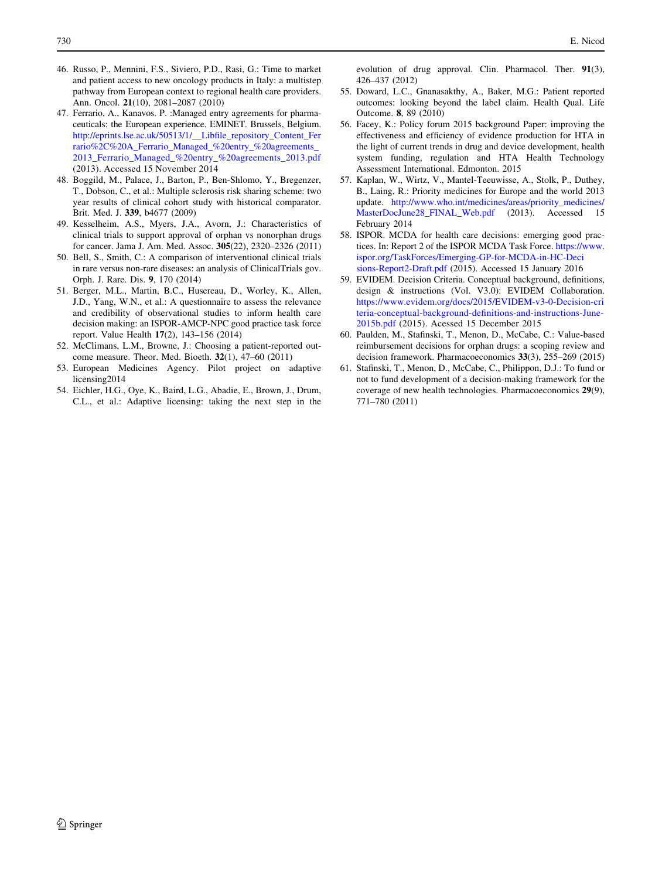46. Russo, P., Mennini, F.S., Siviero, P.D., Rasi, G.: Time to market and patient access to new oncology products in Italy: a multistep pathway from European context to regional health care providers. Ann. Oncol. **21**(10), 2081–2087 (2010)
47. Ferrario, A., Kanavos. P. :Managed entry agreements for pharmaceuticals: the European experience. EMINET. Brussels, Belgium. http://eprints.lse.ac.uk/50513/1/__Libfile_repository_Content_Ferrario%2C%20A_Ferrario_Managed_%20entry_%20agreements_2013_Ferrario_Managed_%20entry_%20agreements_2013.pdf (2013). Accessed 15 November 2014
48. Boggild, M., Palace, J., Barton, P., Ben-Shlomo, Y., Bregenzer, T., Dobson, C., et al.: Multiple sclerosis risk sharing scheme: two year results of clinical cohort study with historical comparator. Brit. Med. J. **339**, b4677 (2009)
49. Kesselheim, A.S., Myers, J.A., Avorn, J.: Characteristics of clinical trials to support approval of orphan vs nonorphan drugs for cancer. Jama J. Am. Med. Assoc. **305**(22), 2320–2326 (2011)
50. Bell, S., Smith, C.: A comparison of interventional clinical trials in rare versus non-rare diseases: an analysis of ClinicalTrials gov. Orph. J. Rare. Dis. **9**, 170 (2014)
51. Berger, M.L., Martin, B.C., Husereau, D., Worley, K., Allen, J.D., Yang, W.N., et al.: A questionnaire to assess the relevance and credibility of observational studies to inform health care decision making: an ISPOR-AMCP-NPC good practice task force report. Value Health **17**(2), 143–156 (2014)
52. McClimans, L.M., Browne, J.: Choosing a patient-reported outcome measure. Theor. Med. Bioeth. **32**(1), 47–60 (2011)
53. European Medicines Agency. Pilot project on adaptive licensing2014
54. Eichler, H.G., Oye, K., Baird, L.G., Abadie, E., Brown, J., Drum, C.L., et al.: Adaptive licensing: taking the next step in the evolution of drug approval. Clin. Pharmacol. Ther. **91**(3), 426–437 (2012)
55. Doward, L.C., Gnanasakthy, A., Baker, M.G.: Patient reported outcomes: looking beyond the label claim. Health Qual. Life Outcome. **8**, 89 (2010)
56. Facey, K.: Policy forum 2015 background Paper: improving the effectiveness and efficiency of evidence production for HTA in the light of current trends in drug and device development, health system funding, regulation and HTA Health Technology Assessment International. Edmonton. 2015
57. Kaplan, W., Wirtz, V., Mantel-Teeuwisse, A., Stolk, P., Duthey, B., Laing, R.: Priority medicines for Europe and the world 2013 update. http://www.who.int/medicines/areas/priority_medicines/MasterDocJune28_FINAL_Web.pdf (2013). Accessed 15 February 2014
58. ISPOR. MCDA for health care decisions: emerging good practices. In: Report 2 of the ISPOR MCDA Task Force. https://www.ispor.org/TaskForces/Emerging-GP-for-MCDA-in-HC-Decisions-Report2-Draft.pdf (2015). Accessed 15 January 2016
59. EVIDEM. Decision Criteria. Conceptual background, definitions, design & instructions (Vol. V3.0): EVIDEM Collaboration. https://www.evidem.org/docs/2015/EVIDEM-v3-0-Decision-criteria-conceptual-background-definitions-and-instructions-June-2015b.pdf (2015). Acessed 15 December 2015
60. Paulden, M., Stafinski, T., Menon, D., McCabe, C.: Value-based reimbursement decisions for orphan drugs: a scoping review and decision framework. Pharmacoeconomics **33**(3), 255–269 (2015)
61. Stafinski, T., Menon, D., McCabe, C., Philippon, D.J.: To fund or not to fund development of a decision-making framework for the coverage of new health technologies. Pharmacoeconomics **29**(9), 771–780 (2011)